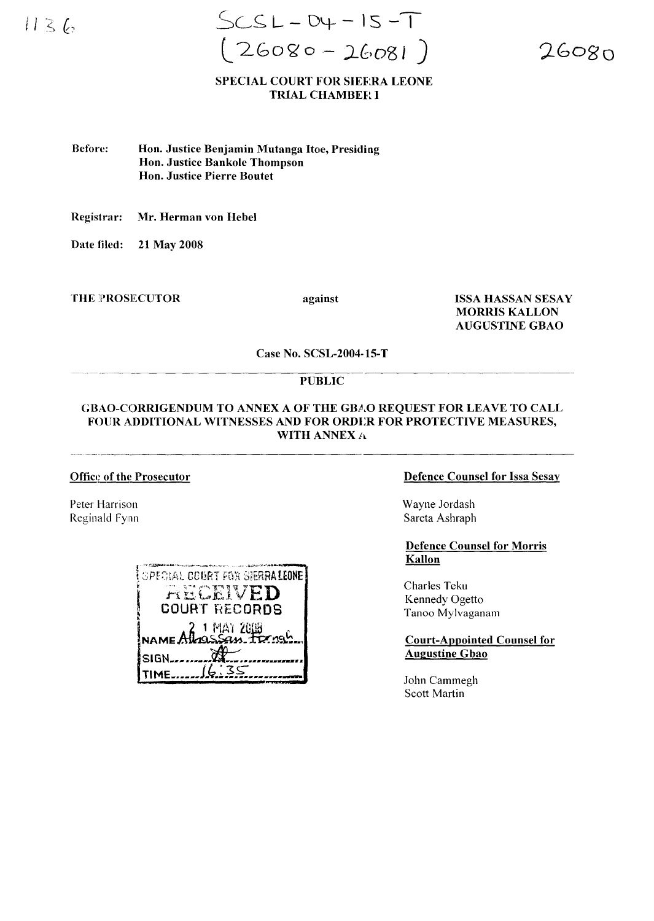1136

SCSL-04-15-T
(26080-26081)

26080

**SPECIAL COURT FOR SIERRA LEONE**
**TRIAL CHAMBER I**

**Before:** **Hon. Justice Benjamin Mutanga Itoe, Presiding**
**Hon. Justice Bankole Thompson**
**Hon. Justice Pierre Boutet**

**Registrar:** **Mr. Herman von Hebel**

**Date filed:** **21 May 2008**

**THE PROSECUTOR** **against** **ISSA HASSAN SESAY**
**MORRIS KALLON**
**AUGUSTINE GBAO**

**Case No. SCSL-2004-15-T**

---

**PUBLIC**

**GBAO-CORRIGENDUM TO ANNEX A OF THE GBAO REQUEST FOR LEAVE TO CALL FOUR ADDITIONAL WITNESSES AND FOR ORDER FOR PROTECTIVE MEASURES, WITH ANNEX A**

---

**Office of the Prosecutor**

Peter Harrison
Reginald Fynn

**Defence Counsel for Issa Sesay**

Wayne Jordash
Sareta Ashraph

**Defence Counsel for Morris Kallon**

Charles Teku
Kennedy Ogetto
Tanoo Mylvaganam

**Court-Appointed Counsel for Augustine Gbao**

John Cammegh
Scott Martin

SPECIAL COURT FOR SIERRA LEONE
RECEIVED
COURT RECORDS
21 MAY 2008
NAME Alhassan Fornah
SIGN
TIME 16:35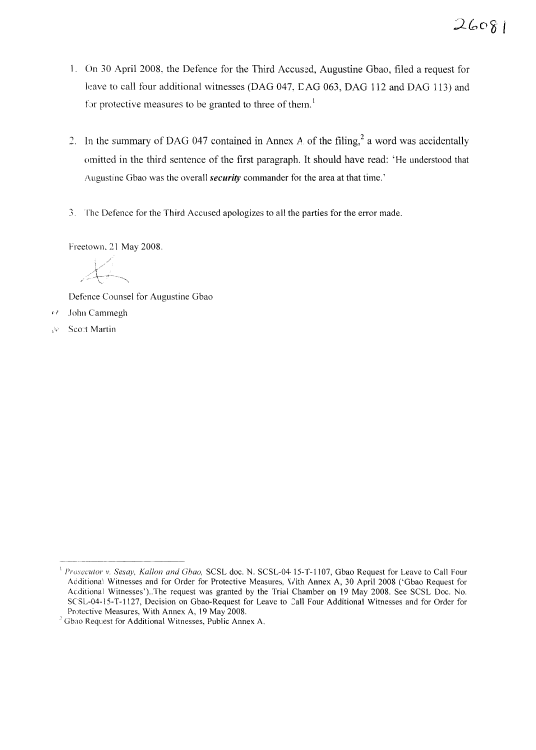1. On 30 April 2008, the Defence for the Third Accused, Augustine Gbao, filed a request for leave to call four additional witnesses (DAG 047, DAG 063, DAG 112 and DAG 113) and for protective measures to be granted to three of them.[1]

2. In the summary of DAG 047 contained in Annex A of the filing,[2] a word was accidentally omitted in the third sentence of the first paragraph. It should have read: 'He understood that Augustine Gbao was the overall ***security*** commander for the area at that time.'

3. The Defence for the Third Accused apologizes to all the parties for the error made.

Freetown, 21 May 2008.

Defence Counsel for Augustine Gbao

cc John Cammegh

Scott Martin

---

[1] *Prosecutor v. Sesay, Kallon and Gbao*, SCSL doc. N. SCSL-04-15-T-1107, Gbao Request for Leave to Call Four Additional Witnesses and for Order for Protective Measures, With Annex A, 30 April 2008 ('Gbao Request for Additional Witnesses')..The request was granted by the Trial Chamber on 19 May 2008. See SCSL Doc. No. SCSL-04-15-T-1127, Decision on Gbao-Request for Leave to Call Four Additional Witnesses and for Order for Protective Measures, With Annex A, 19 May 2008.

[2] Gbao Request for Additional Witnesses, Public Annex A.